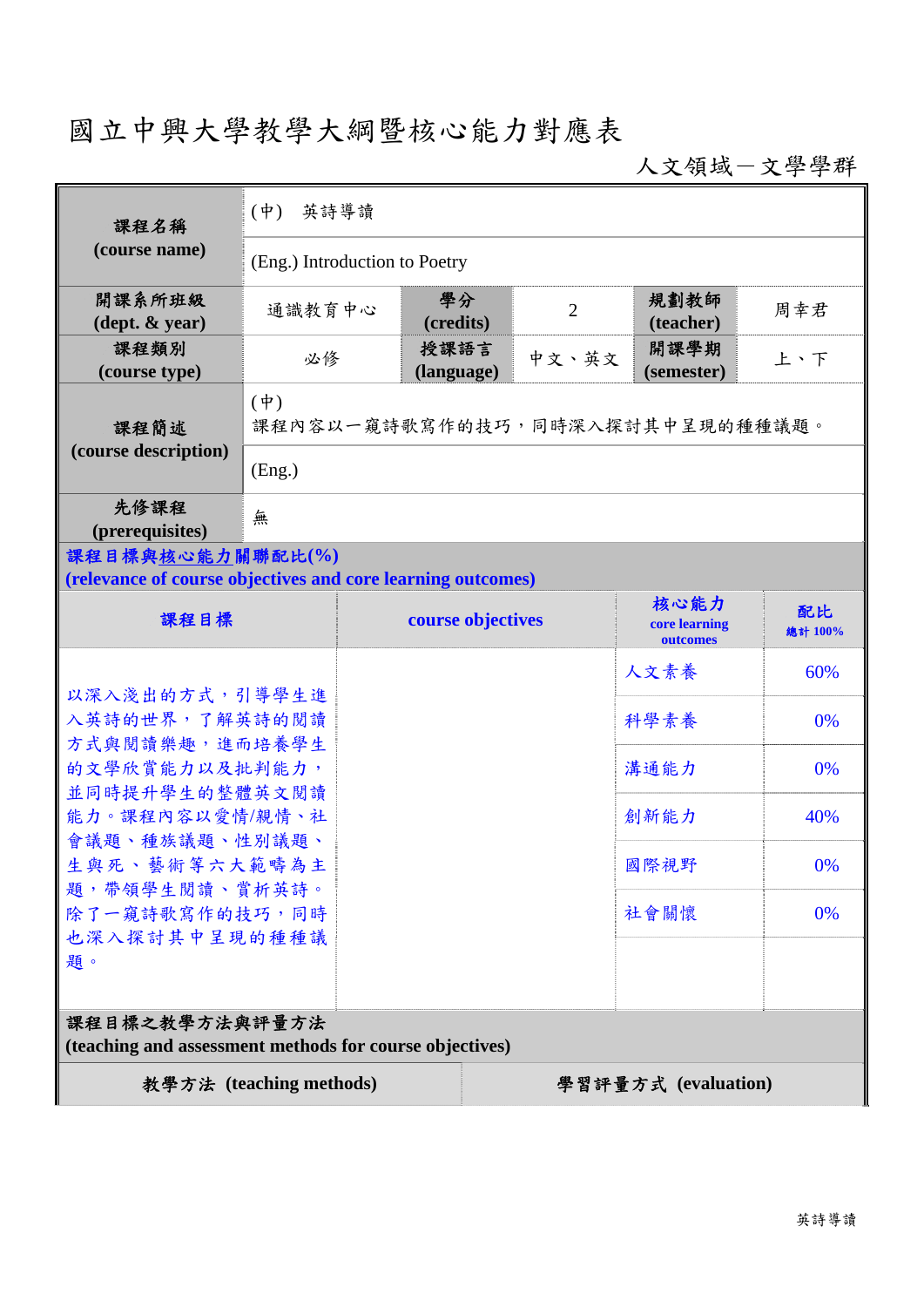# 國立中興大學教學大綱暨核心能力對應表

人文領域－文學學群

| 課程名稱 (course name) | (中) 英詩導讀 | | | | |
|---|---|---|---|---|---|
| | (Eng.) Introduction to Poetry | | | | |
| 開課系所班級 (dept. & year) | 通識教育中心 | 學分 (credits) | 2 | 規劃教師 (teacher) | 周幸君 |
| 課程類別 (course type) | 必修 | 授課語言 (language) | 中文、英文 | 開課學期 (semester) | 上、下 |
| 課程簡述 (course description) | (中) 課程內容以一窺詩歌寫作的技巧，同時深入探討其中呈現的種種議題。 | | | | |
| | (Eng.) | | | | |
| 先修課程 (prerequisites) | 無 | | | | |

**課程目標與核心能力關聯配比(%)**
**(relevance of course objectives and core learning outcomes)**

| 課程目標 | course objectives | 核心能力 core learning outcomes | 配比 總計 100% |
|---|---|---|---|
| 以深入淺出的方式，引導學生進入英詩的世界，了解英詩的閱讀方式與閱讀樂趣，進而培養學生的文學欣賞能力以及批判能力，並同時提升學生的整體英文閱讀能力。課程內容以愛情/親情、社會議題、種族議題、性別議題、生與死、藝術等六大範疇為主題，帶領學生閱讀、賞析英詩。除了一窺詩歌寫作的技巧，同時也深入探討其中呈現的種種議題。 | | 人文素養 | 60% |
| | | 科學素養 | 0% |
| | | 溝通能力 | 0% |
| | | 創新能力 | 40% |
| | | 國際視野 | 0% |
| | | 社會關懷 | 0% |

**課程目標之教學方法與評量方法**
**(teaching and assessment methods for course objectives)**

| 教學方法 (teaching methods) | 學習評量方式 (evaluation) |
|---|---|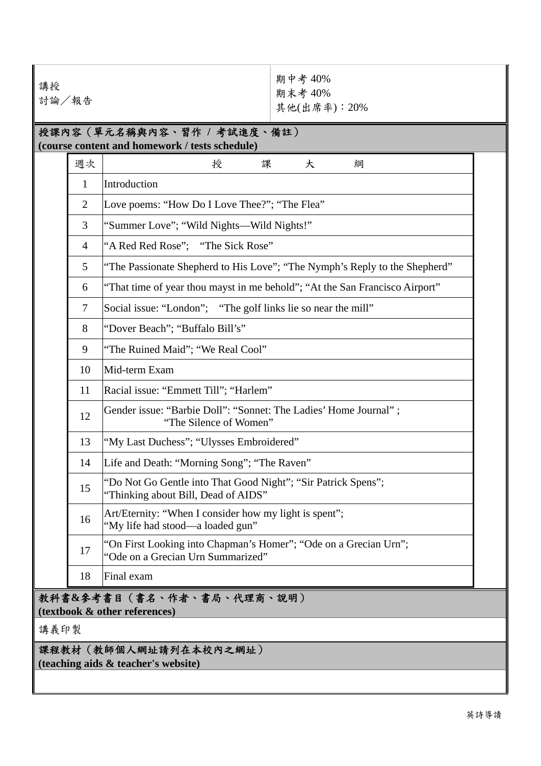| 講授<br>討論／報告 | 期中考 40%<br>期末考 40%<br>其他(出席率)：20% |
|---|---|

**授課內容（單元名稱與內容、習作 / 考試進度、備註）**
**(course content and homework / tests schedule)**

| 週次 | 授　　課　　大　　綱 |
|---|---|
| 1 | Introduction |
| 2 | Love poems: “How Do I Love Thee?”; “The Flea” |
| 3 | “Summer Love”; “Wild Nights—Wild Nights!” |
| 4 | “A Red Red Rose”;　“The Sick Rose” |
| 5 | “The Passionate Shepherd to His Love”; “The Nymph’s Reply to the Shepherd” |
| 6 | “That time of year thou mayst in me behold”; “At the San Francisco Airport” |
| 7 | Social issue: “London”;　“The golf links lie so near the mill” |
| 8 | “Dover Beach”; “Buffalo Bill’s” |
| 9 | “The Ruined Maid”; “We Real Cool” |
| 10 | Mid-term Exam |
| 11 | Racial issue: “Emmett Till”; “Harlem” |
| 12 | Gender issue: “Barbie Doll”: “Sonnet: The Ladies’ Home Journal” ; “The Silence of Women” |
| 13 | “My Last Duchess”; “Ulysses Embroidered” |
| 14 | Life and Death: “Morning Song”; “The Raven” |
| 15 | “Do Not Go Gentle into That Good Night”; “Sir Patrick Spens”; “Thinking about Bill, Dead of AIDS” |
| 16 | Art/Eternity: “When I consider how my light is spent”; “My life had stood—a loaded gun” |
| 17 | “On First Looking into Chapman’s Homer”; “Ode on a Grecian Urn”; “Ode on a Grecian Urn Summarized” |
| 18 | Final exam |

**教科書&參考書目（書名、作者、書局、代理商、說明）**
**(textbook & other references)**

講義印製

**課程教材（教師個人網址請列在本校內之網址）**
**(teaching aids & teacher's website)**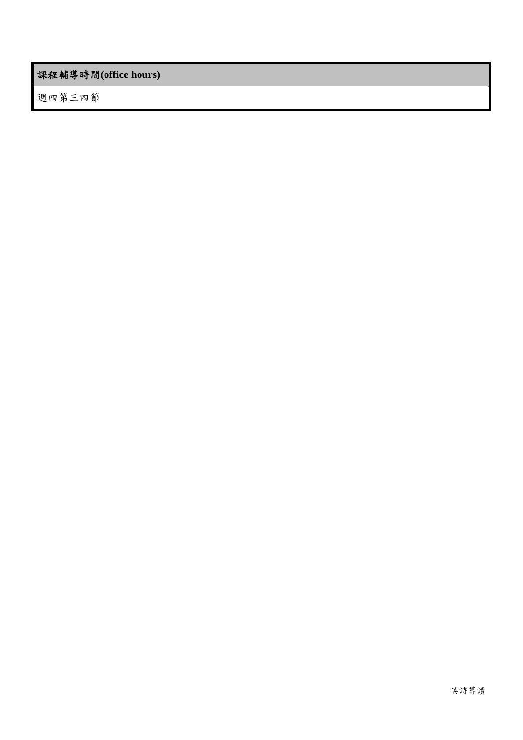| 課程輔導時間(office hours) |
| --- |
| 週四第三四節 |